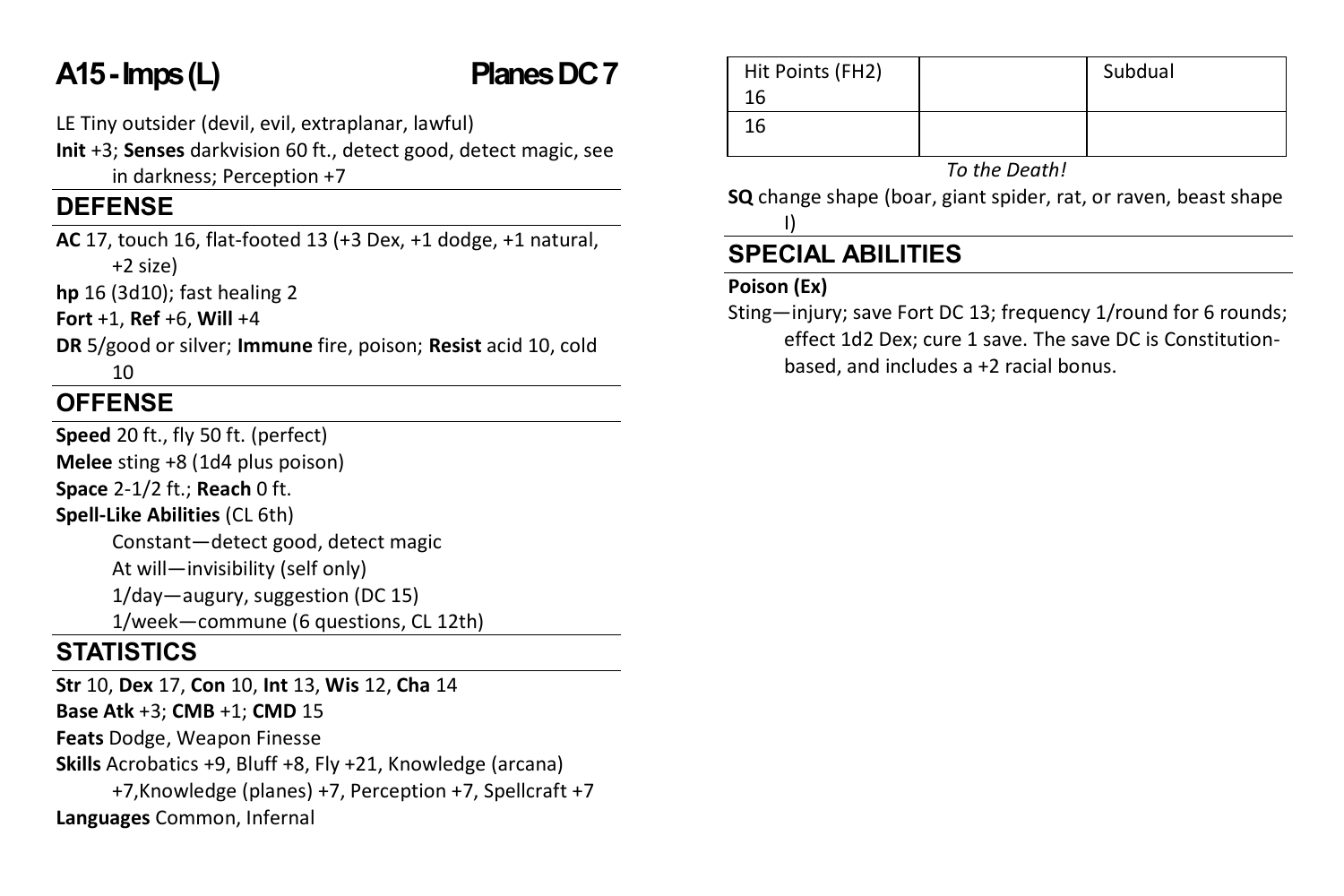# A15 - Imps (L) — Planes DC 7

LE Tiny outsider (devil, evil, extraplanar, lawful)

**Init** +3; **Senses** darkvision 60 ft., detect good, detect magic, see in darkness; Perception +7

## DEFENSE

**AC** 17, touch 16, flat-footed 13 (+3 Dex, +1 dodge, +1 natural, +2 size)

**hp** 16 (3d10); fast healing 2

**Fort** +1, **Ref** +6, **Will** +4

**DR** 5/good or silver; **Immune** fire, poison; **Resist** acid 10, cold 10

## OFFENSE

**Speed** 20 ft., fly 50 ft. (perfect)

**Melee** sting +8 (1d4 plus poison)

**Space** 2-1/2 ft.; **Reach** 0 ft.

**Spell-Like Abilities** (CL 6th)

Constant—detect good, detect magic

At will—invisibility (self only)

1/day—augury, suggestion (DC 15)

1/week—commune (6 questions, CL 12th)

## STATISTICS

**Str** 10, **Dex** 17, **Con** 10, **Int** 13, **Wis** 12, **Cha** 14

**Base Atk** +3; **CMB** +1; **CMD** 15

**Feats** Dodge, Weapon Finesse

**Skills** Acrobatics +9, Bluff +8, Fly +21, Knowledge (arcana) +7,Knowledge (planes) +7, Perception +7, Spellcraft +7

**Languages** Common, Infernal

| Hit Points (FH2) 16 | | Subdual |
|---|---|---|
| 16 | | |

*To the Death!*

**SQ** change shape (boar, giant spider, rat, or raven, beast shape I)

## SPECIAL ABILITIES

**Poison (Ex)**

Sting—injury; save Fort DC 13; frequency 1/round for 6 rounds; effect 1d2 Dex; cure 1 save. The save DC is Constitution-based, and includes a +2 racial bonus.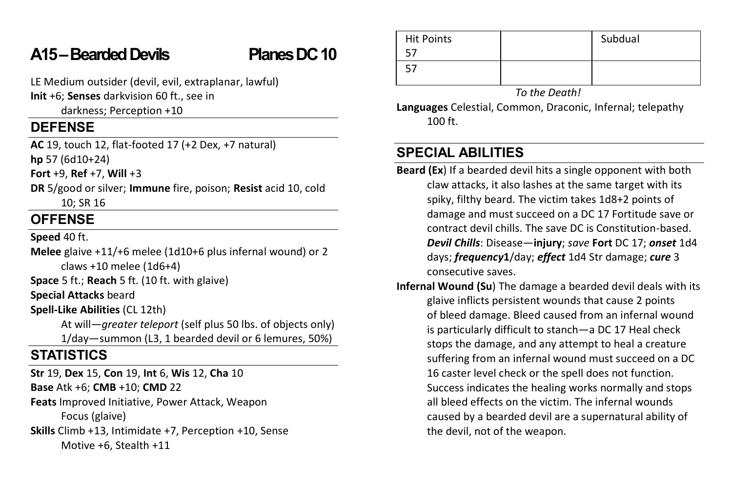# A15 – Bearded Devils — Planes DC 10

LE Medium outsider (devil, evil, extraplanar, lawful)
**Init** +6; **Senses** darkvision 60 ft., see in darkness; Perception +10

## DEFENSE

**AC** 19, touch 12, flat-footed 17 (+2 Dex, +7 natural)
**hp** 57 (6d10+24)
**Fort** +9, **Ref** +7, **Will** +3
**DR** 5/good or silver; **Immune** fire, poison; **Resist** acid 10, cold 10; SR 16

## OFFENSE

**Speed** 40 ft.
**Melee** glaive +11/+6 melee (1d10+6 plus infernal wound) or 2 claws +10 melee (1d6+4)
**Space** 5 ft.; **Reach** 5 ft. (10 ft. with glaive)
**Special Attacks** beard
**Spell-Like Abilities** (CL 12th)
At will—*greater teleport* (self plus 50 lbs. of objects only)
1/day—summon (L3, 1 bearded devil or 6 lemures, 50%)

## STATISTICS

**Str** 19, **Dex** 15, **Con** 19, **Int** 6, **Wis** 12, **Cha** 10
**Base** Atk +6; **CMB** +10; **CMD** 22
**Feats** Improved Initiative, Power Attack, Weapon Focus (glaive)
**Skills** Climb +13, Intimidate +7, Perception +10, Sense Motive +6, Stealth +11

| Hit Points 57 | | Subdual |
|---|---|---|
| 57 | | |

*To the Death!*

**Languages** Celestial, Common, Draconic, Infernal; telepathy 100 ft.

## SPECIAL ABILITIES

**Beard (Ex**) If a bearded devil hits a single opponent with both claw attacks, it also lashes at the same target with its spiky, filthy beard. The victim takes 1d8+2 points of damage and must succeed on a DC 17 Fortitude save or contract devil chills. The save DC is Constitution-based. ***Devil Chills***: Disease—**injury**; *save* **Fort** DC 17; ***onset*** 1d4 days; ***frequency*1**/day; ***effect*** 1d4 Str damage; ***cure*** 3 consecutive saves.

**Infernal Wound (Su**) The damage a bearded devil deals with its glaive inflicts persistent wounds that cause 2 points of bleed damage. Bleed caused from an infernal wound is particularly difficult to stanch—a DC 17 Heal check stops the damage, and any attempt to heal a creature suffering from an infernal wound must succeed on a DC 16 caster level check or the spell does not function. Success indicates the healing works normally and stops all bleed effects on the victim. The infernal wounds caused by a bearded devil are a supernatural ability of the devil, not of the weapon.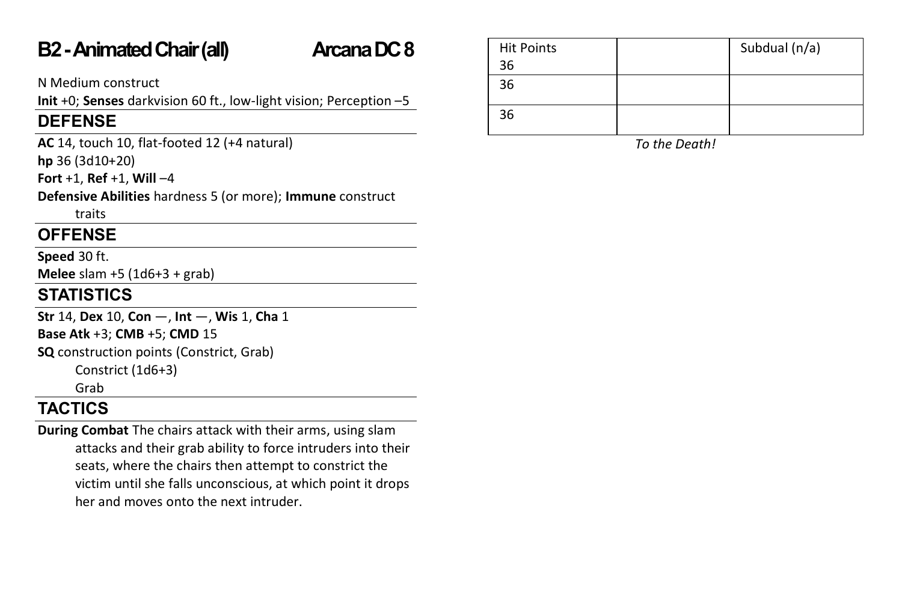## B2 - Animated Chair (all) Arcana DC 8

N Medium construct
**Init** +0; **Senses** darkvision 60 ft., low-light vision; Perception –5

### DEFENSE

**AC** 14, touch 10, flat-footed 12 (+4 natural)
**hp** 36 (3d10+20)
**Fort** +1, **Ref** +1, **Will** –4
**Defensive Abilities** hardness 5 (or more); **Immune** construct traits

### OFFENSE

**Speed** 30 ft.
**Melee** slam +5 (1d6+3 + grab)

### STATISTICS

**Str** 14, **Dex** 10, **Con** —, **Int** —, **Wis** 1, **Cha** 1
**Base Atk** +3; **CMB** +5; **CMD** 15
**SQ** construction points (Constrict, Grab)
Constrict (1d6+3)
Grab

### TACTICS

**During Combat** The chairs attack with their arms, using slam attacks and their grab ability to force intruders into their seats, where the chairs then attempt to constrict the victim until she falls unconscious, at which point it drops her and moves onto the next intruder.

| Hit Points 36 | | Subdual (n/a) |
|---|---|---|
| 36 | | |
| 36 | | |

*To the Death!*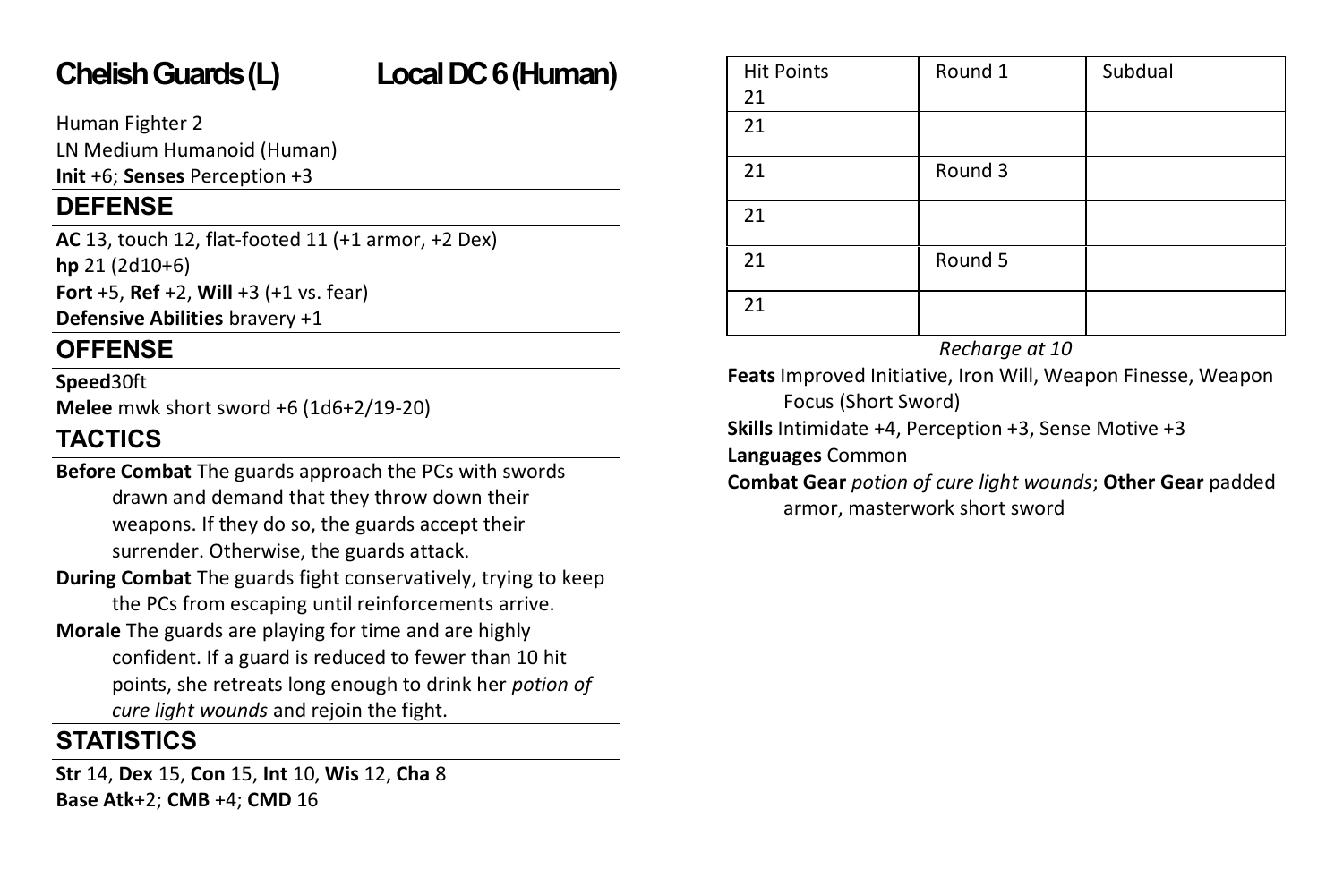## Chelish Guards (L) — Local DC 6 (Human)

Human Fighter 2
LN Medium Humanoid (Human)
**Init** +6; **Senses** Perception +3

### DEFENSE

**AC** 13, touch 12, flat-footed 11 (+1 armor, +2 Dex)
**hp** 21 (2d10+6)
**Fort** +5, **Ref** +2, **Will** +3 (+1 vs. fear)
**Defensive Abilities** bravery +1

### OFFENSE

**Speed**30ft
**Melee** mwk short sword +6 (1d6+2/19-20)

### TACTICS

**Before Combat** The guards approach the PCs with swords drawn and demand that they throw down their weapons. If they do so, the guards accept their surrender. Otherwise, the guards attack.

**During Combat** The guards fight conservatively, trying to keep the PCs from escaping until reinforcements arrive.

**Morale** The guards are playing for time and are highly confident. If a guard is reduced to fewer than 10 hit points, she retreats long enough to drink her *potion of cure light wounds* and rejoin the fight.

### STATISTICS

**Str** 14, **Dex** 15, **Con** 15, **Int** 10, **Wis** 12, **Cha** 8
**Base Atk**+2; **CMB** +4; **CMD** 16

| Hit Points 21 | Round 1 | Subdual |
|---|---|---|
| 21 | | |
| 21 | Round 3 | |
| 21 | | |
| 21 | Round 5 | |
| 21 | | |

*Recharge at 10*

**Feats** Improved Initiative, Iron Will, Weapon Finesse, Weapon Focus (Short Sword)
**Skills** Intimidate +4, Perception +3, Sense Motive +3
**Languages** Common
**Combat Gear** *potion of cure light wounds*; **Other Gear** padded armor, masterwork short sword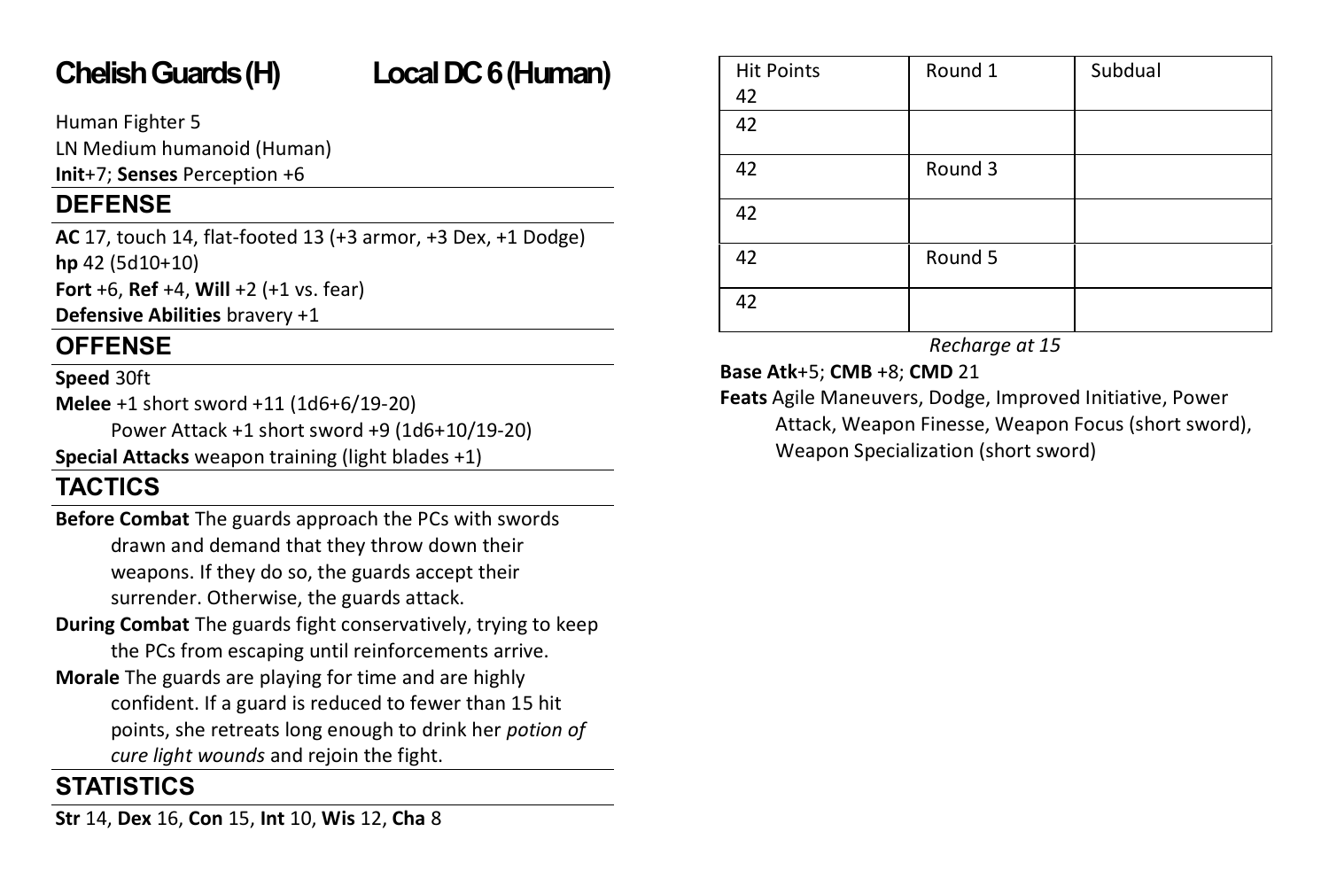## Chelish Guards (H) Local DC 6 (Human)

Human Fighter 5
LN Medium humanoid (Human)
**Init**+7; **Senses** Perception +6

### DEFENSE

**AC** 17, touch 14, flat-footed 13 (+3 armor, +3 Dex, +1 Dodge)
**hp** 42 (5d10+10)
**Fort** +6, **Ref** +4, **Will** +2 (+1 vs. fear)
**Defensive Abilities** bravery +1

### OFFENSE

**Speed** 30ft
**Melee** +1 short sword +11 (1d6+6/19-20)
Power Attack +1 short sword +9 (1d6+10/19-20)
**Special Attacks** weapon training (light blades +1)

### TACTICS

**Before Combat** The guards approach the PCs with swords drawn and demand that they throw down their weapons. If they do so, the guards accept their surrender. Otherwise, the guards attack.
**During Combat** The guards fight conservatively, trying to keep the PCs from escaping until reinforcements arrive.
**Morale** The guards are playing for time and are highly confident. If a guard is reduced to fewer than 15 hit points, she retreats long enough to drink her *potion of cure light wounds* and rejoin the fight.

### STATISTICS

**Str** 14, **Dex** 16, **Con** 15, **Int** 10, **Wis** 12, **Cha** 8

| Hit Points 42 | Round 1 | Subdual |
|---|---|---|
| 42 | | |
| 42 | Round 3 | |
| 42 | | |
| 42 | Round 5 | |
| 42 | | |

*Recharge at 15*

**Base Atk**+5; **CMB** +8; **CMD** 21
**Feats** Agile Maneuvers, Dodge, Improved Initiative, Power Attack, Weapon Finesse, Weapon Focus (short sword), Weapon Specialization (short sword)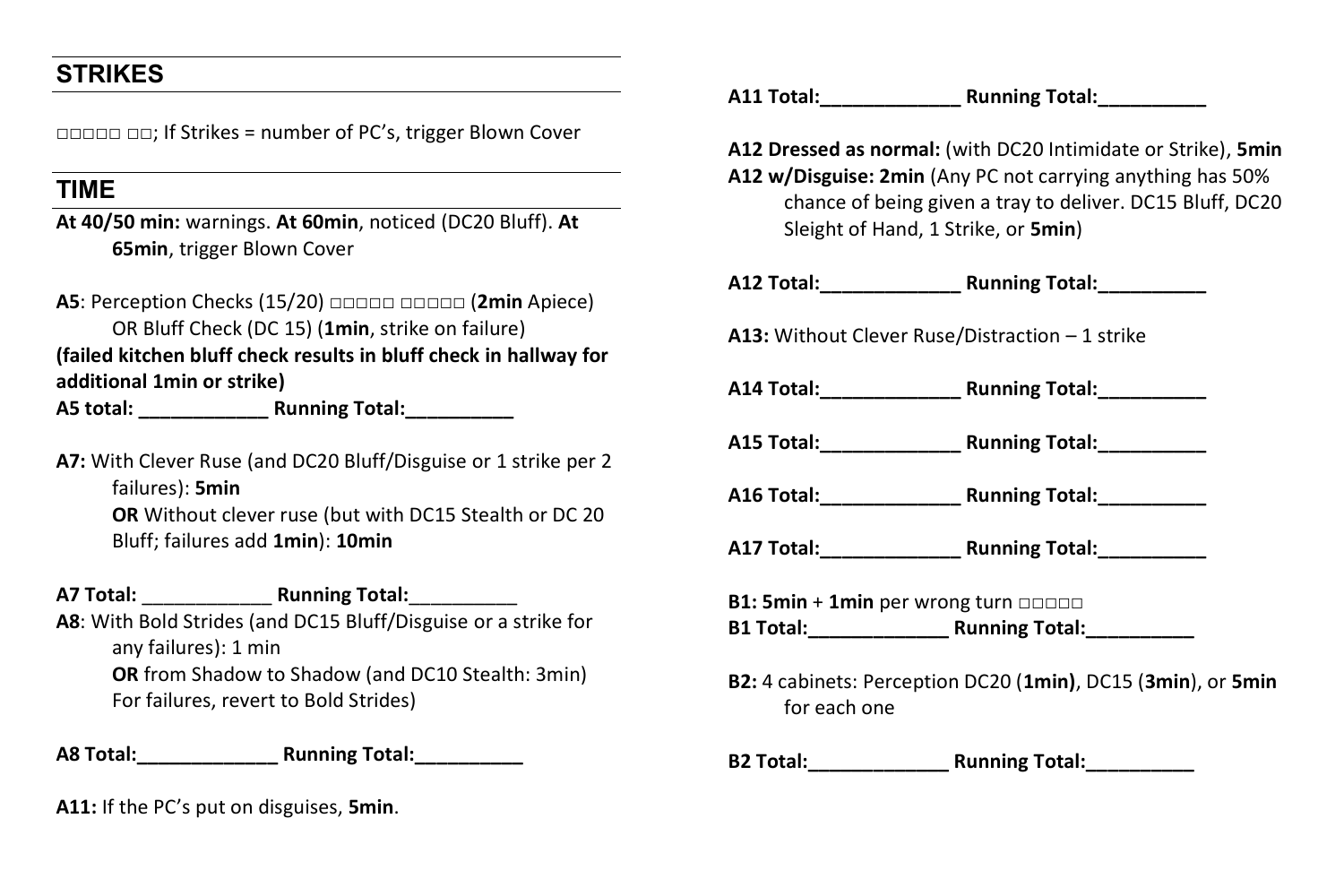## STRIKES

□□□□□ □□; If Strikes = number of PC's, trigger Blown Cover

## TIME

**At 40/50 min:** warnings. **At 60min**, noticed (DC20 Bluff). **At 65min**, trigger Blown Cover

**A5**: Perception Checks (15/20) □□□□□ □□□□□ (**2min** Apiece) OR Bluff Check (DC 15) (**1min**, strike on failure)
**(failed kitchen bluff check results in bluff check in hallway for additional 1min or strike)**
**A5 total: ____________ Running Total:__________**

**A7:** With Clever Ruse (and DC20 Bluff/Disguise or 1 strike per 2 failures): **5min**
**OR** Without clever ruse (but with DC15 Stealth or DC 20 Bluff; failures add **1min**): **10min**

**A7 Total:** ____________ **Running Total:**__________

**A8**: With Bold Strides (and DC15 Bluff/Disguise or a strike for any failures): 1 min
**OR** from Shadow to Shadow (and DC10 Stealth: 3min) For failures, revert to Bold Strides)

**A8 Total:_____________ Running Total:__________**

**A11:** If the PC's put on disguises, **5min**.

**A11 Total:_____________ Running Total:__________**

**A12 Dressed as normal:** (with DC20 Intimidate or Strike), **5min**
**A12 w/Disguise: 2min** (Any PC not carrying anything has 50% chance of being given a tray to deliver. DC15 Bluff, DC20 Sleight of Hand, 1 Strike, or **5min**)

**A12 Total:_____________ Running Total:__________**

**A13:** Without Clever Ruse/Distraction – 1 strike

**A14 Total:_____________ Running Total:__________**

**A15 Total:_____________ Running Total:__________**

**A16 Total:_____________ Running Total:__________**

**A17 Total:_____________ Running Total:__________**

**B1: 5min** + **1min** per wrong turn □□□□□
**B1 Total:_____________ Running Total:__________**

**B2:** 4 cabinets: Perception DC20 (**1min)**, DC15 (**3min**), or **5min** for each one

**B2 Total:_____________ Running Total:__________**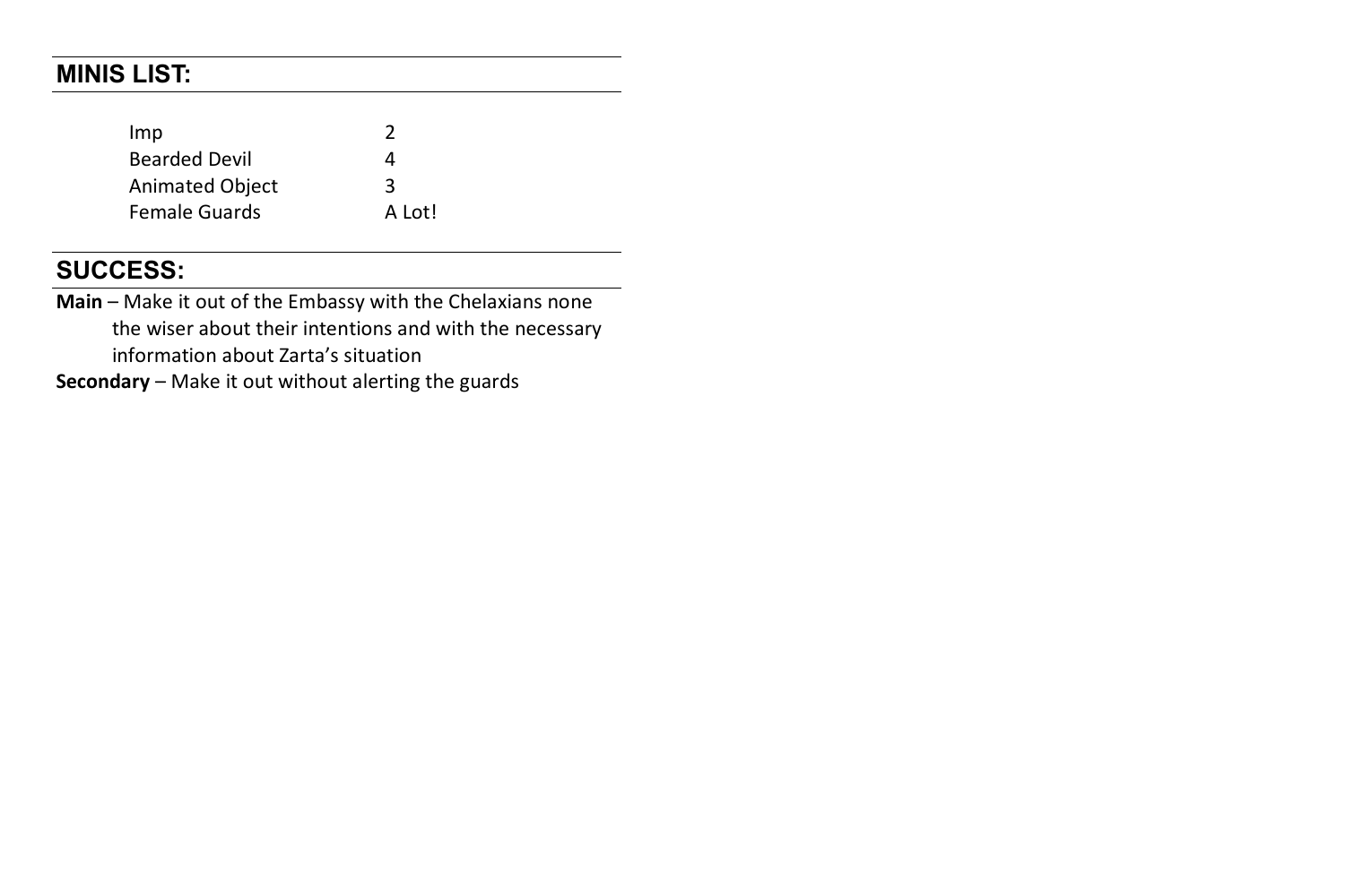## MINIS LIST:

| | |
|---|---|
| Imp | 2 |
| Bearded Devil | 4 |
| Animated Object | 3 |
| Female Guards | A Lot! |

## SUCCESS:

**Main** – Make it out of the Embassy with the Chelaxians none the wiser about their intentions and with the necessary information about Zarta's situation

**Secondary** – Make it out without alerting the guards